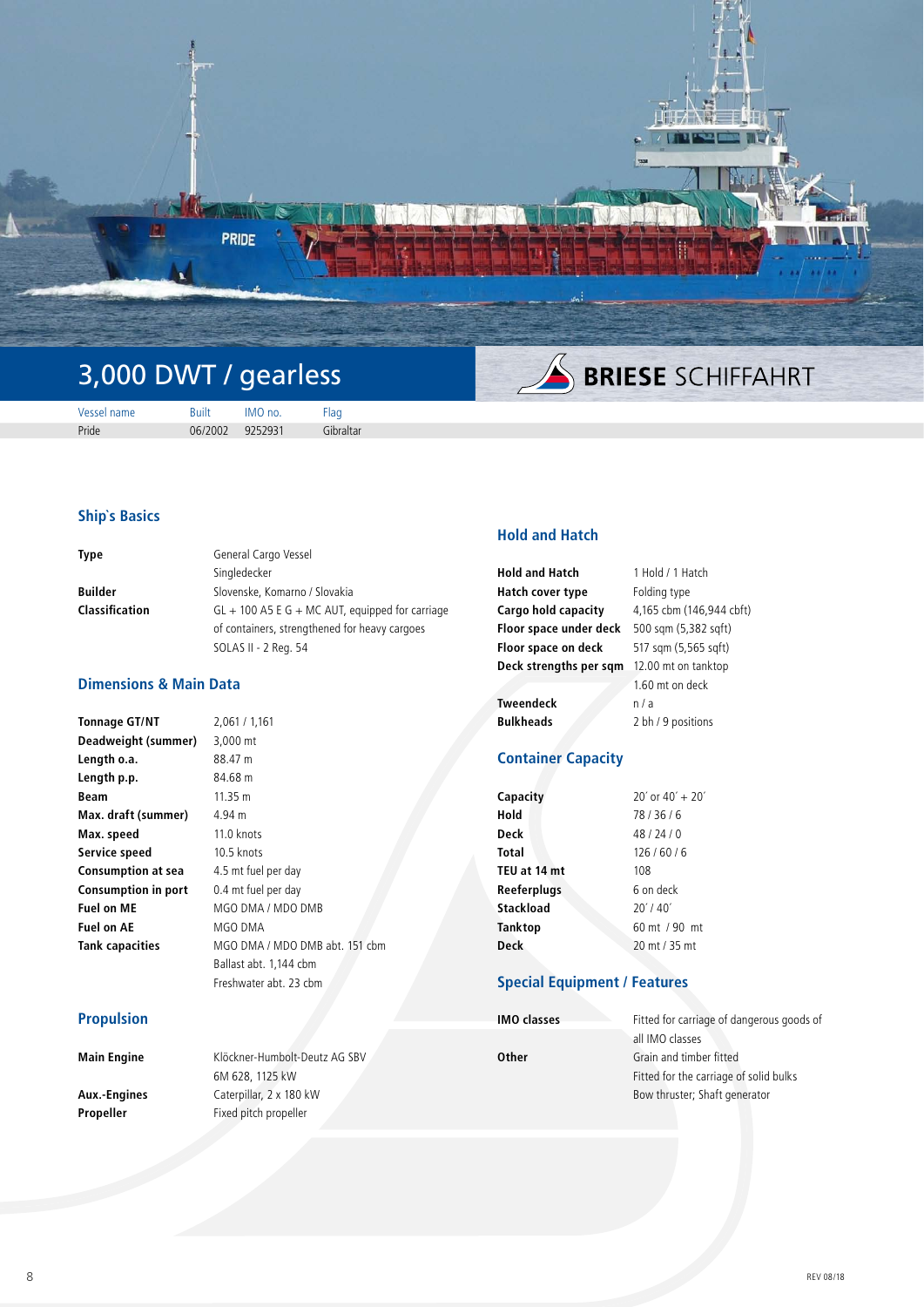# 3,000 DWT / gearless

**BRIESE SCHIFFAHRT**

| Vessel name | Built | IMO no. | Flag |
|---|---|---|---|
| Pride | 06/2002 | 9252931 | Gibraltar |

## Ship`s Basics

| | |
|---|---|
| **Type** | General Cargo Vessel<br>Singledecker |
| **Builder** | Slovenske, Komarno / Slovakia |
| **Classification** | GL + 100 A5 E G + MC AUT, equipped for carriage of containers, strengthened for heavy cargoes<br>SOLAS II - 2 Reg. 54 |

## Dimensions & Main Data

| | |
|---|---|
| **Tonnage GT/NT** | 2,061 / 1,161 |
| **Deadweight (summer)** | 3,000 mt |
| **Length o.a.** | 88.47 m |
| **Length p.p.** | 84.68 m |
| **Beam** | 11.35 m |
| **Max. draft (summer)** | 4.94 m |
| **Max. speed** | 11.0 knots |
| **Service speed** | 10.5 knots |
| **Consumption at sea** | 4.5 mt fuel per day |
| **Consumption in port** | 0.4 mt fuel per day |
| **Fuel on ME** | MGO DMA / MDO DMB |
| **Fuel on AE** | MGO DMA |
| **Tank capacities** | MGO DMA / MDO DMB abt. 151 cbm<br>Ballast abt. 1,144 cbm<br>Freshwater abt. 23 cbm |

## Propulsion

| | |
|---|---|
| **Main Engine** | Klöckner-Humbolt-Deutz AG SBV 6M 628, 1125 kW |
| **Aux.-Engines** | Caterpillar, 2 x 180 kW |
| **Propeller** | Fixed pitch propeller |

## Hold and Hatch

| | |
|---|---|
| **Hold and Hatch** | 1 Hold / 1 Hatch |
| **Hatch cover type** | Folding type |
| **Cargo hold capacity** | 4,165 cbm (146,944 cbft) |
| **Floor space under deck** | 500 sqm (5,382 sqft) |
| **Floor space on deck** | 517 sqm (5,565 sqft) |
| **Deck strengths per sqm** | 12.00 mt on tanktop<br>1.60 mt on deck |
| **Tweendeck** | n / a |
| **Bulkheads** | 2 bh / 9 positions |

## Container Capacity

| | |
|---|---|
| **Capacity** | 20´ or 40´ + 20´ |
| **Hold** | 78 / 36 / 6 |
| **Deck** | 48 / 24 / 0 |
| **Total** | 126 / 60 / 6 |
| **TEU at 14 mt** | 108 |
| **Reeferplugs** | 6 on deck |
| **Stackload** | 20´ / 40´ |
| **Tanktop** | 60 mt / 90 mt |
| **Deck** | 20 mt / 35 mt |

## Special Equipment / Features

| | |
|---|---|
| **IMO classes** | Fitted for carriage of dangerous goods of all IMO classes |
| **Other** | Grain and timber fitted<br>Fitted for the carriage of solid bulks<br>Bow thruster; Shaft generator |

REV 08/18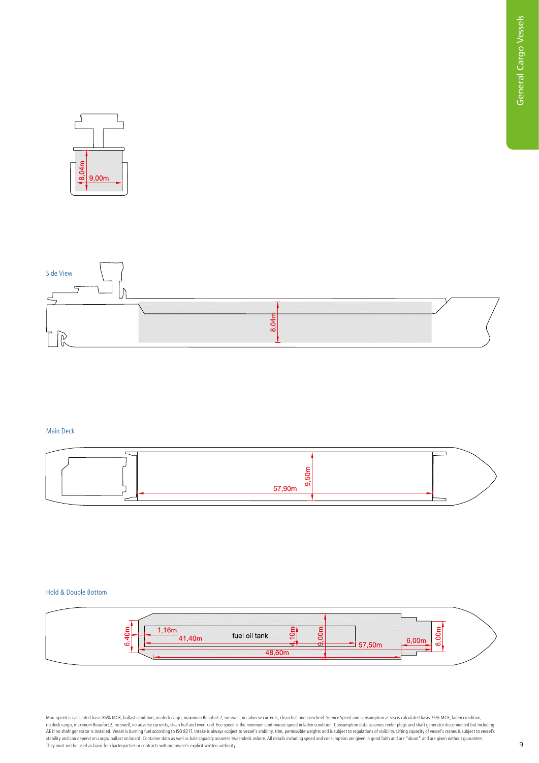8,04m
9,00m

Side View

8,04m

Main Deck

9,50m
57,90m

Hold & Double Bottom

6,40m
1,16m
41,40m
fuel oil tank
4,10m
9,00m
48,60m
57,50m
6,00m
6,00m

Max. speed is calculated basis 85% MCR, ballast condition, no deck cargo, maximum Beaufort 2, no swell, no adverse currents, clean hull and even keel. Service Speed and consumption at sea is calculated basis 75% MCR, laden condition, no deck cargo, maximum Beaufort 2, no swell, no adverse currents, clean hull and even keel. Eco speed is the minimum continiuous speed in laden condition. Consumption data assumes reefer plugs and shaft generator disconnected but including AE if no shaft generator is installed. Vessel is burning fuel according to ISO 8217. Intake is always subject to vessel's stability, trim, permissible weights and is subject to regulations of visibility. Lifting capacity of vessel's cranes is subject to vessel's stability and can depend on cargo/ ballast on board. Container data as well as bale capacity assumes tweendeck ashore. All details including speed and consumption are given in good faith and are "about" and are given without guarantee. They must not be used as basis for charterparties or contracts without owner's explicit written authority.